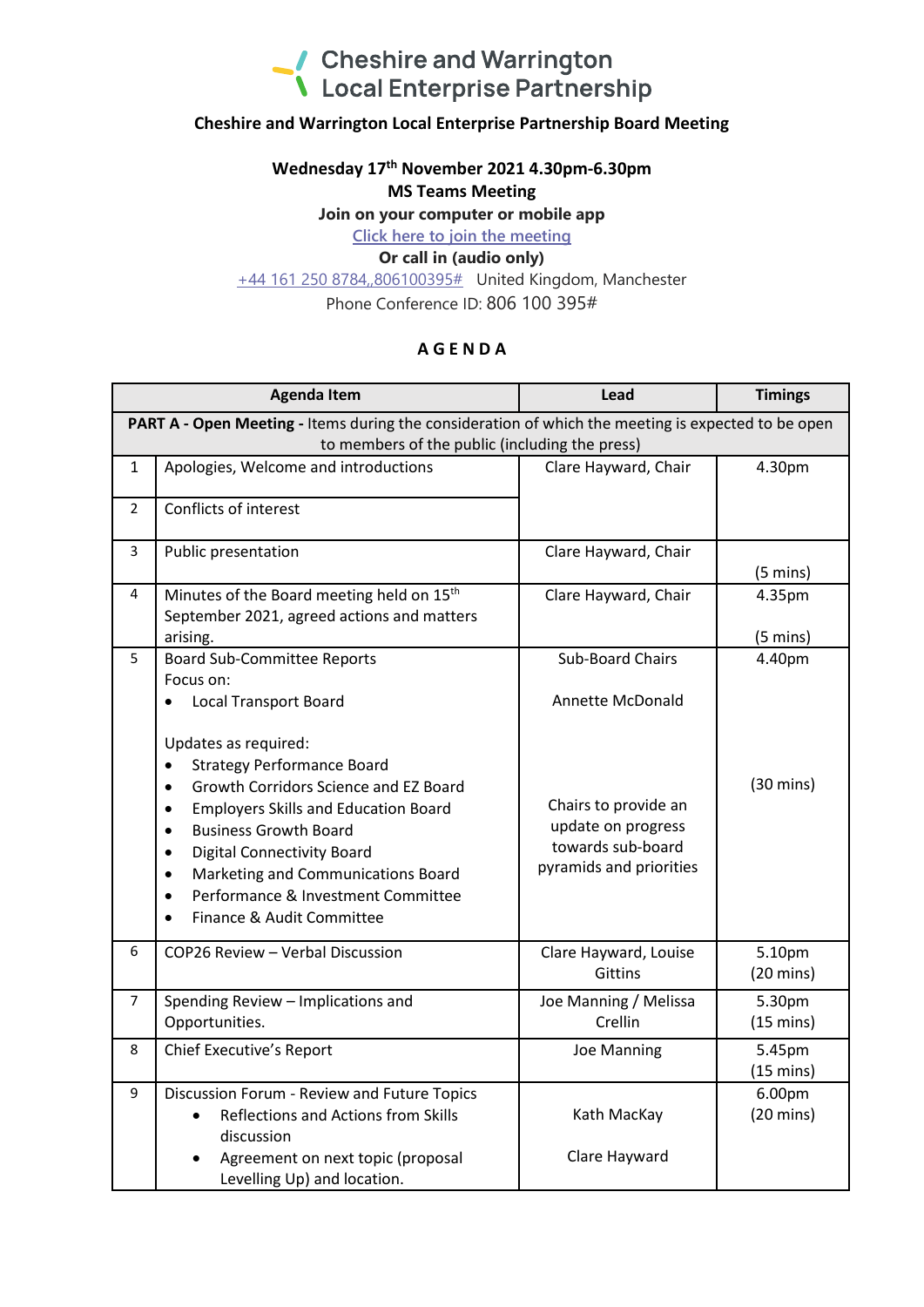# Cheshire and Warrington Local Enterprise Partnership

**Cheshire and Warrington Local Enterprise Partnership Board Meeting**

**Wednesday 17th November 2021 4.30pm-6.30pm**
**MS Teams Meeting**
**Join on your computer or mobile app**
Click here to join the meeting
**Or call in (audio only)**
+44 161 250 8784,,806100395# United Kingdom, Manchester
Phone Conference ID: 806 100 395#

## A G E N D A

| | Agenda Item | Lead | Timings |
|---|---|---|---|
| **PART A - Open Meeting -** Items during the consideration of which the meeting is expected to be open to members of the public (including the press) | | | |
| 1 | Apologies, Welcome and introductions | Clare Hayward, Chair | 4.30pm |
| 2 | Conflicts of interest | | |
| 3 | Public presentation | Clare Hayward, Chair | (5 mins) |
| 4 | Minutes of the Board meeting held on 15th September 2021, agreed actions and matters arising. | Clare Hayward, Chair | 4.35pm (5 mins) |
| 5 | Board Sub-Committee Reports<br>Focus on:<br>• Local Transport Board<br><br>Updates as required:<br>• Strategy Performance Board<br>• Growth Corridors Science and EZ Board<br>• Employers Skills and Education Board<br>• Business Growth Board<br>• Digital Connectivity Board<br>• Marketing and Communications Board<br>• Performance & Investment Committee<br>• Finance & Audit Committee | Sub-Board Chairs<br><br>Annette McDonald<br><br>Chairs to provide an update on progress towards sub-board pyramids and priorities | 4.40pm<br><br>(30 mins) |
| 6 | COP26 Review – Verbal Discussion | Clare Hayward, Louise Gittins | 5.10pm (20 mins) |
| 7 | Spending Review – Implications and Opportunities. | Joe Manning / Melissa Crellin | 5.30pm (15 mins) |
| 8 | Chief Executive's Report | Joe Manning | 5.45pm (15 mins) |
| 9 | Discussion Forum - Review and Future Topics<br>• Reflections and Actions from Skills discussion<br>• Agreement on next topic (proposal Levelling Up) and location. | <br>Kath MacKay<br><br>Clare Hayward | 6.00pm (20 mins) |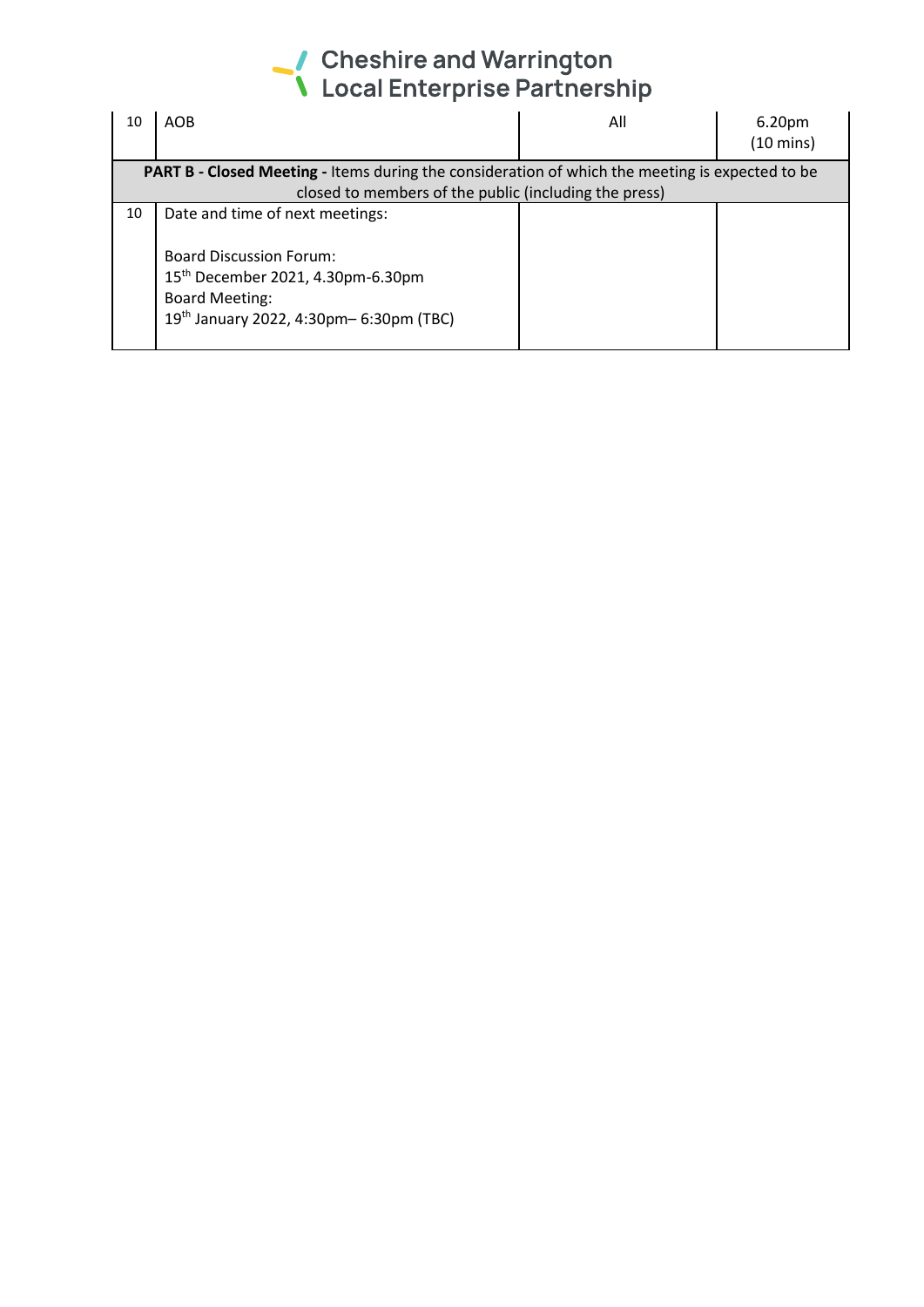| | | | |
|---|---|---|---|
| 10 | AOB | All | 6.20pm (10 mins) |
| **PART B - Closed Meeting -** Items during the consideration of which the meeting is expected to be closed to members of the public (including the press) | | | |
| 10 | Date and time of next meetings:<br><br>Board Discussion Forum:<br>15th December 2021, 4.30pm-6.30pm<br>Board Meeting:<br>19th January 2022, 4:30pm– 6:30pm (TBC) | | |